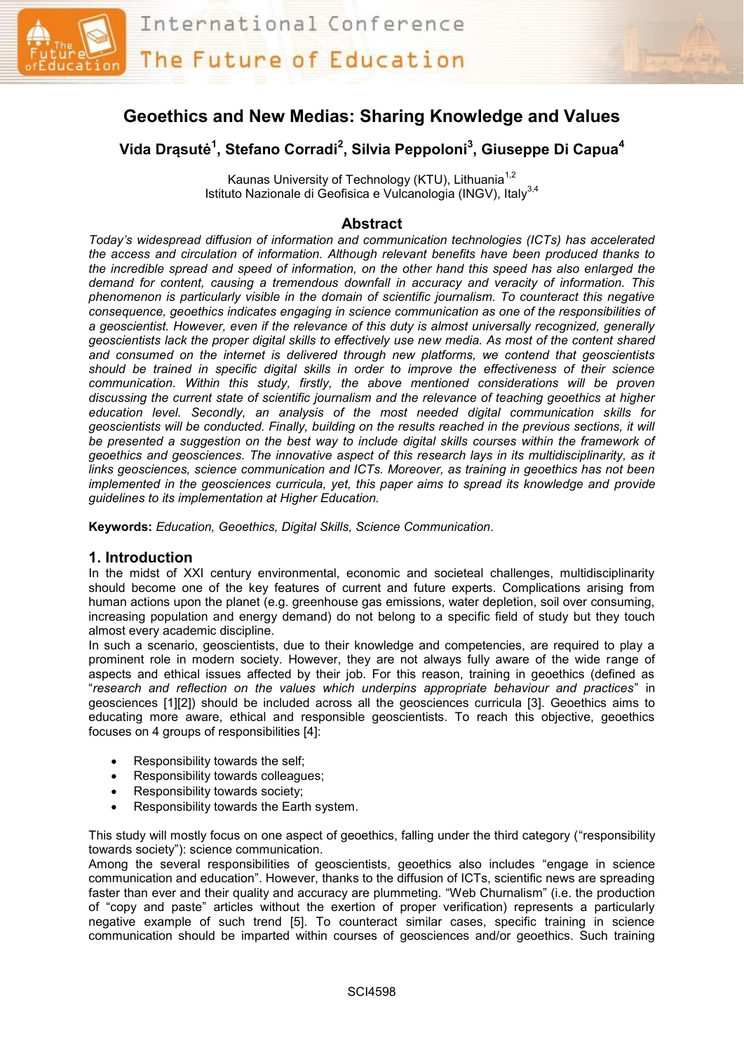# Geoethics and New Medias: Sharing Knowledge and Values

**Vida Drąsutė[1], Stefano Corradi[2], Silvia Peppoloni[3], Giuseppe Di Capua[4]**

Kaunas University of Technology (KTU), Lithuania[1,2]
Istituto Nazionale di Geofisica e Vulcanologia (INGV), Italy[3,4]

## Abstract

*Today's widespread diffusion of information and communication technologies (ICTs) has accelerated the access and circulation of information. Although relevant benefits have been produced thanks to the incredible spread and speed of information, on the other hand this speed has also enlarged the demand for content, causing a tremendous downfall in accuracy and veracity of information. This phenomenon is particularly visible in the domain of scientific journalism. To counteract this negative consequence, geoethics indicates engaging in science communication as one of the responsibilities of a geoscientist. However, even if the relevance of this duty is almost universally recognized, generally geoscientists lack the proper digital skills to effectively use new media. As most of the content shared and consumed on the internet is delivered through new platforms, we contend that geoscientists should be trained in specific digital skills in order to improve the effectiveness of their science communication. Within this study, firstly, the above mentioned considerations will be proven discussing the current state of scientific journalism and the relevance of teaching geoethics at higher education level. Secondly, an analysis of the most needed digital communication skills for geoscientists will be conducted. Finally, building on the results reached in the previous sections, it will be presented a suggestion on the best way to include digital skills courses within the framework of geoethics and geosciences. The innovative aspect of this research lays in its multidisciplinarity, as it links geosciences, science communication and ICTs. Moreover, as training in geoethics has not been implemented in the geosciences curricula, yet, this paper aims to spread its knowledge and provide guidelines to its implementation at Higher Education.*

**Keywords:** *Education, Geoethics, Digital Skills, Science Communication.*

## 1. Introduction

In the midst of XXI century environmental, economic and societeal challenges, multidisciplinarity should become one of the key features of current and future experts. Complications arising from human actions upon the planet (e.g. greenhouse gas emissions, water depletion, soil over consuming, increasing population and energy demand) do not belong to a specific field of study but they touch almost every academic discipline.

In such a scenario, geoscientists, due to their knowledge and competencies, are required to play a prominent role in modern society. However, they are not always fully aware of the wide range of aspects and ethical issues affected by their job. For this reason, training in geoethics (defined as "*research and reflection on the values which underpins appropriate behaviour and practices*" in geosciences [1][2]) should be included across all the geosciences curricula [3]. Geoethics aims to educating more aware, ethical and responsible geoscientists. To reach this objective, geoethics focuses on 4 groups of responsibilities [4]:

- Responsibility towards the self;
- Responsibility towards colleagues;
- Responsibility towards society;
- Responsibility towards the Earth system.

This study will mostly focus on one aspect of geoethics, falling under the third category ("responsibility towards society"): science communication.

Among the several responsibilities of geoscientists, geoethics also includes "engage in science communication and education". However, thanks to the diffusion of ICTs, scientific news are spreading faster than ever and their quality and accuracy are plummeting. "Web Churnalism" (i.e. the production of "copy and paste" articles without the exertion of proper verification) represents a particularly negative example of such trend [5]. To counteract similar cases, specific training in science communication should be imparted within courses of geosciences and/or geoethics. Such training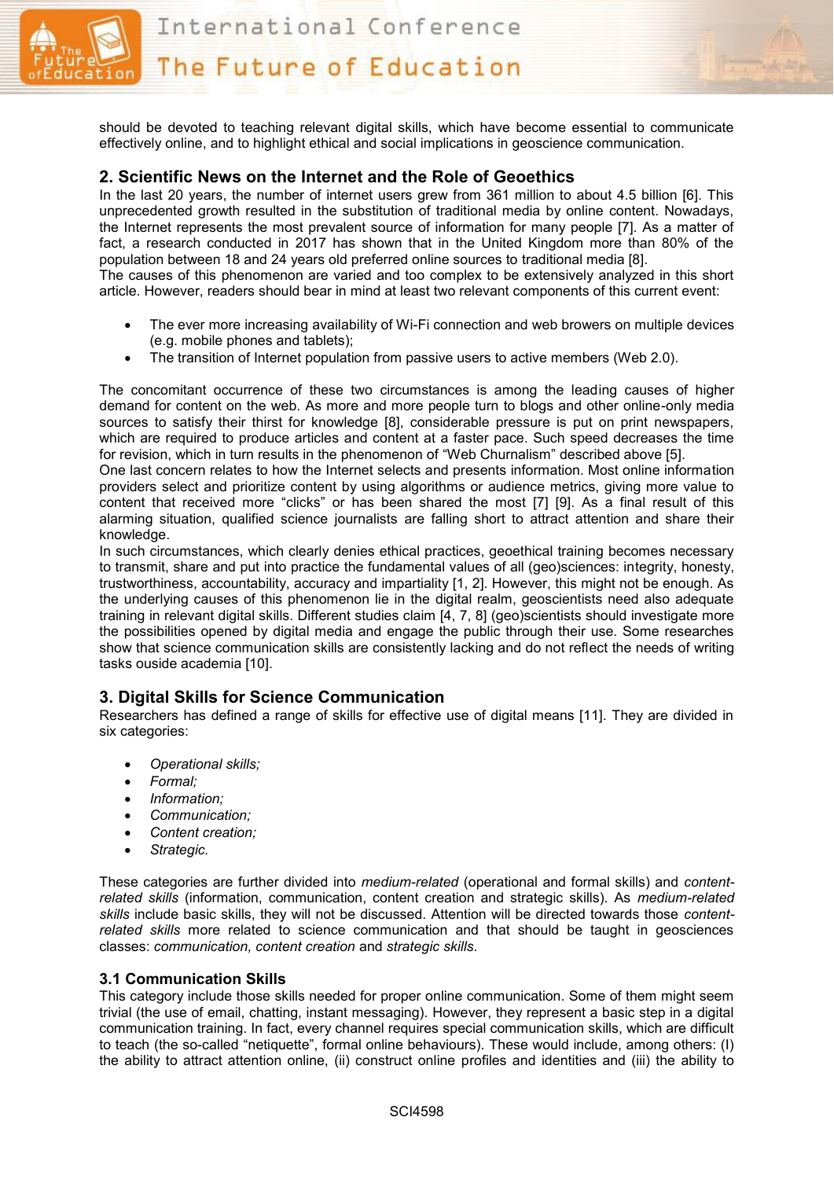should be devoted to teaching relevant digital skills, which have become essential to communicate effectively online, and to highlight ethical and social implications in geoscience communication.

## 2. Scientific News on the Internet and the Role of Geoethics

In the last 20 years, the number of internet users grew from 361 million to about 4.5 billion [6]. This unprecedented growth resulted in the substitution of traditional media by online content. Nowadays, the Internet represents the most prevalent source of information for many people [7]. As a matter of fact, a research conducted in 2017 has shown that in the United Kingdom more than 80% of the population between 18 and 24 years old preferred online sources to traditional media [8].
The causes of this phenomenon are varied and too complex to be extensively analyzed in this short article. However, readers should bear in mind at least two relevant components of this current event:

- The ever more increasing availability of Wi-Fi connection and web browers on multiple devices (e.g. mobile phones and tablets);
- The transition of Internet population from passive users to active members (Web 2.0).

The concomitant occurrence of these two circumstances is among the leading causes of higher demand for content on the web. As more and more people turn to blogs and other online-only media sources to satisfy their thirst for knowledge [8], considerable pressure is put on print newspapers, which are required to produce articles and content at a faster pace. Such speed decreases the time for revision, which in turn results in the phenomenon of "Web Churnalism" described above [5].
One last concern relates to how the Internet selects and presents information. Most online information providers select and prioritize content by using algorithms or audience metrics, giving more value to content that received more "clicks" or has been shared the most [7] [9]. As a final result of this alarming situation, qualified science journalists are falling short to attract attention and share their knowledge.
In such circumstances, which clearly denies ethical practices, geoethical training becomes necessary to transmit, share and put into practice the fundamental values of all (geo)sciences: integrity, honesty, trustworthiness, accountability, accuracy and impartiality [1, 2]. However, this might not be enough. As the underlying causes of this phenomenon lie in the digital realm, geoscientists need also adequate training in relevant digital skills. Different studies claim [4, 7, 8] (geo)scientists should investigate more the possibilities opened by digital media and engage the public through their use. Some researches show that science communication skills are consistently lacking and do not reflect the needs of writing tasks ouside academia [10].

## 3. Digital Skills for Science Communication

Researchers has defined a range of skills for effective use of digital means [11]. They are divided in six categories:

- *Operational skills;*
- *Formal;*
- *Information;*
- *Communication;*
- *Content creation;*
- *Strategic.*

These categories are further divided into *medium-related* (operational and formal skills) and *content-related skills* (information, communication, content creation and strategic skills). As *medium-related skills* include basic skills, they will not be discussed. Attention will be directed towards those *content-related skills* more related to science communication and that should be taught in geosciences classes: *communication, content creation* and *strategic skills*.

### 3.1 Communication Skills

This category include those skills needed for proper online communication. Some of them might seem trivial (the use of email, chatting, instant messaging). However, they represent a basic step in a digital communication training. In fact, every channel requires special communication skills, which are difficult to teach (the so-called "netiquette", formal online behaviours). These would include, among others: (I) the ability to attract attention online, (ii) construct online profiles and identities and (iii) the ability to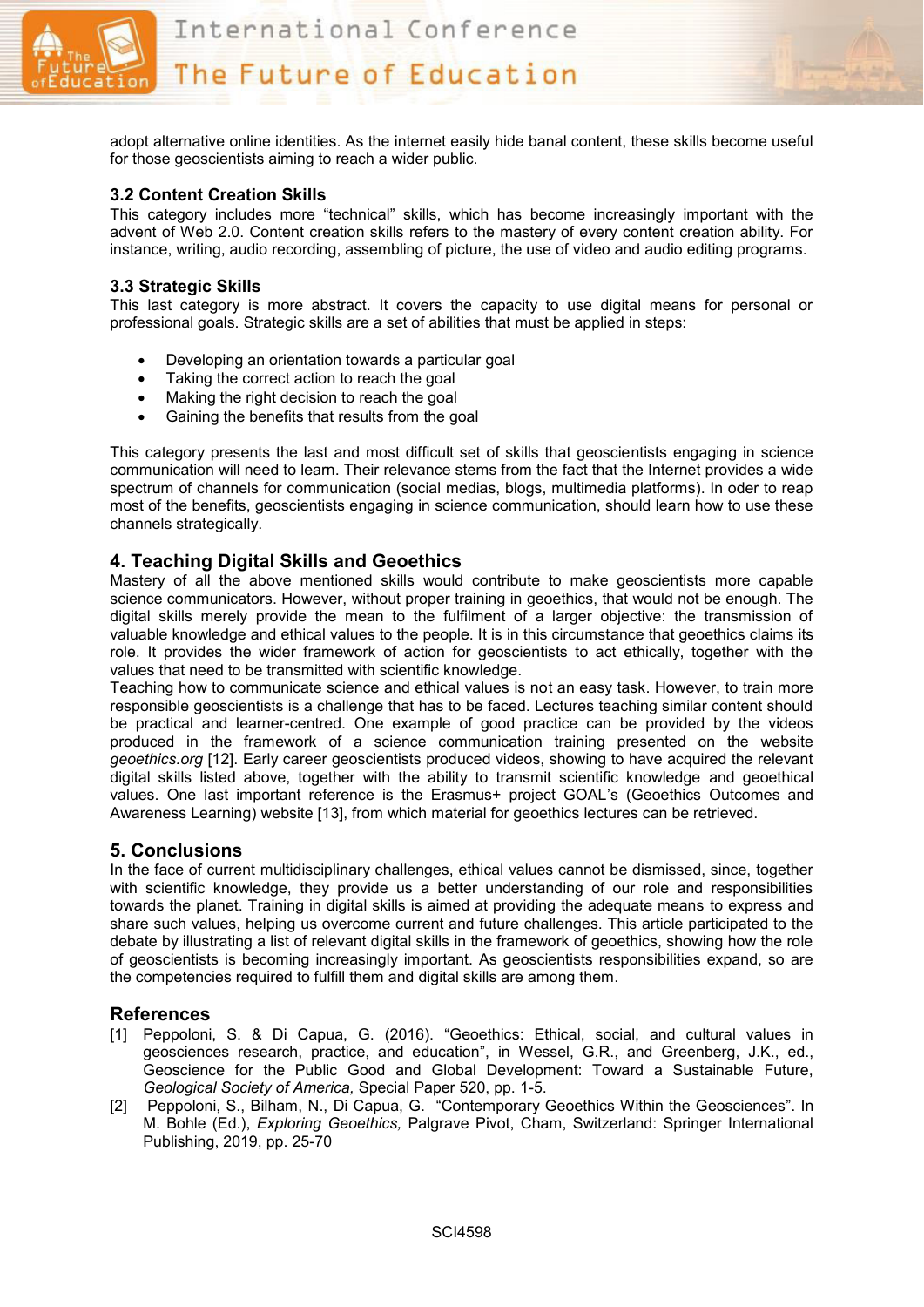adopt alternative online identities. As the internet easily hide banal content, these skills become useful for those geoscientists aiming to reach a wider public.

### 3.2 Content Creation Skills

This category includes more "technical" skills, which has become increasingly important with the advent of Web 2.0. Content creation skills refers to the mastery of every content creation ability. For instance, writing, audio recording, assembling of picture, the use of video and audio editing programs.

### 3.3 Strategic Skills

This last category is more abstract. It covers the capacity to use digital means for personal or professional goals. Strategic skills are a set of abilities that must be applied in steps:

- Developing an orientation towards a particular goal
- Taking the correct action to reach the goal
- Making the right decision to reach the goal
- Gaining the benefits that results from the goal

This category presents the last and most difficult set of skills that geoscientists engaging in science communication will need to learn. Their relevance stems from the fact that the Internet provides a wide spectrum of channels for communication (social medias, blogs, multimedia platforms). In oder to reap most of the benefits, geoscientists engaging in science communication, should learn how to use these channels strategically.

## 4. Teaching Digital Skills and Geoethics

Mastery of all the above mentioned skills would contribute to make geoscientists more capable science communicators. However, without proper training in geoethics, that would not be enough. The digital skills merely provide the mean to the fulfilment of a larger objective: the transmission of valuable knowledge and ethical values to the people. It is in this circumstance that geoethics claims its role. It provides the wider framework of action for geoscientists to act ethically, together with the values that need to be transmitted with scientific knowledge.

Teaching how to communicate science and ethical values is not an easy task. However, to train more responsible geoscientists is a challenge that has to be faced. Lectures teaching similar content should be practical and learner-centred. One example of good practice can be provided by the videos produced in the framework of a science communication training presented on the website *geoethics.org* [12]. Early career geoscientists produced videos, showing to have acquired the relevant digital skills listed above, together with the ability to transmit scientific knowledge and geoethical values. One last important reference is the Erasmus+ project GOAL's (Geoethics Outcomes and Awareness Learning) website [13], from which material for geoethics lectures can be retrieved.

## 5. Conclusions

In the face of current multidisciplinary challenges, ethical values cannot be dismissed, since, together with scientific knowledge, they provide us a better understanding of our role and responsibilities towards the planet. Training in digital skills is aimed at providing the adequate means to express and share such values, helping us overcome current and future challenges. This article participated to the debate by illustrating a list of relevant digital skills in the framework of geoethics, showing how the role of geoscientists is becoming increasingly important. As geoscientists responsibilities expand, so are the competencies required to fulfill them and digital skills are among them.

## References

[1] Peppoloni, S. & Di Capua, G. (2016). "Geoethics: Ethical, social, and cultural values in geosciences research, practice, and education", in Wessel, G.R., and Greenberg, J.K., ed., Geoscience for the Public Good and Global Development: Toward a Sustainable Future, *Geological Society of America,* Special Paper 520, pp. 1-5.

[2] Peppoloni, S., Bilham, N., Di Capua, G. "Contemporary Geoethics Within the Geosciences". In M. Bohle (Ed.), *Exploring Geoethics,* Palgrave Pivot, Cham, Switzerland: Springer International Publishing, 2019, pp. 25-70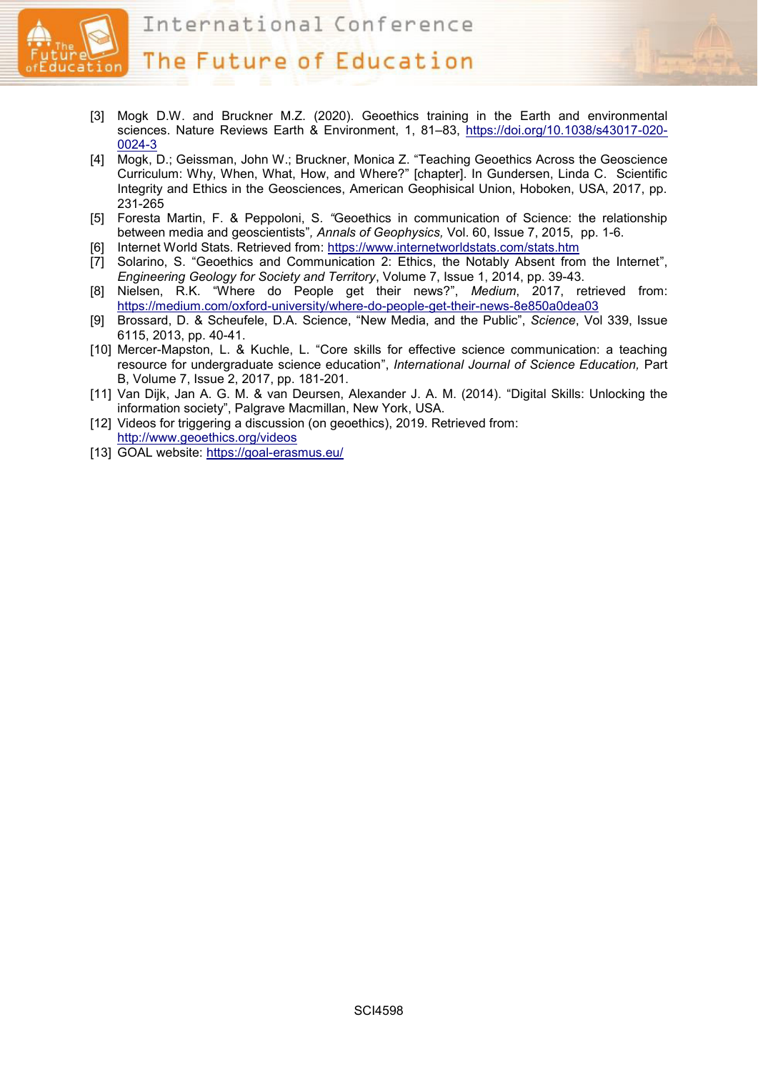[3] Mogk D.W. and Bruckner M.Z. (2020). Geoethics training in the Earth and environmental sciences. Nature Reviews Earth & Environment, 1, 81–83, https://doi.org/10.1038/s43017-020-0024-3

[4] Mogk, D.; Geissman, John W.; Bruckner, Monica Z. "Teaching Geoethics Across the Geoscience Curriculum: Why, When, What, How, and Where?" [chapter]. In Gundersen, Linda C. Scientific Integrity and Ethics in the Geosciences, American Geophisical Union, Hoboken, USA, 2017, pp. 231-265

[5] Foresta Martin, F. & Peppoloni, S. "Geoethics in communication of Science: the relationship between media and geoscientists", *Annals of Geophysics,* Vol. 60, Issue 7, 2015, pp. 1-6.

[6] Internet World Stats. Retrieved from: https://www.internetworldstats.com/stats.htm

[7] Solarino, S. "Geoethics and Communication 2: Ethics, the Notably Absent from the Internet", *Engineering Geology for Society and Territory*, Volume 7, Issue 1, 2014, pp. 39-43.

[8] Nielsen, R.K. "Where do People get their news?", *Medium*, 2017, retrieved from: https://medium.com/oxford-university/where-do-people-get-their-news-8e850a0dea03

[9] Brossard, D. & Scheufele, D.A. Science, "New Media, and the Public", *Science*, Vol 339, Issue 6115, 2013, pp. 40-41.

[10] Mercer-Mapston, L. & Kuchle, L. "Core skills for effective science communication: a teaching resource for undergraduate science education", *International Journal of Science Education,* Part B, Volume 7, Issue 2, 2017, pp. 181-201.

[11] Van Dijk, Jan A. G. M. & van Deursen, Alexander J. A. M. (2014). "Digital Skills: Unlocking the information society", Palgrave Macmillan, New York, USA.

[12] Videos for triggering a discussion (on geoethics), 2019. Retrieved from: http://www.geoethics.org/videos

[13] GOAL website: https://goal-erasmus.eu/